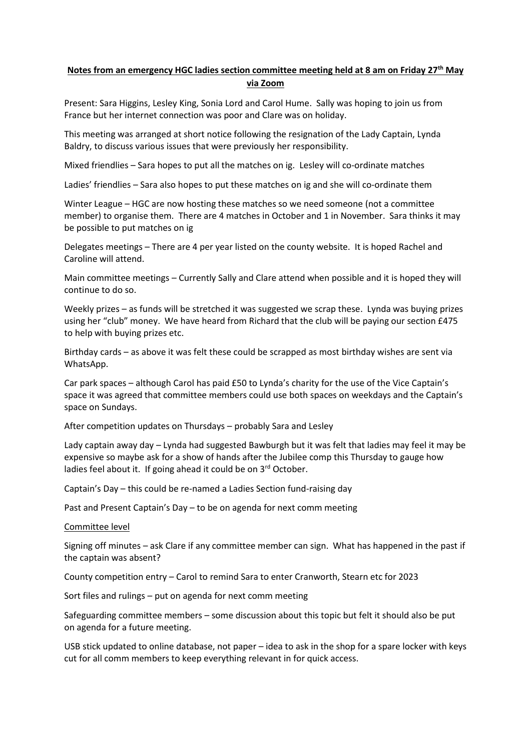**Notes from an emergency HGC ladies section committee meeting held at 8 am on Friday 27th May via Zoom**

Present: Sara Higgins, Lesley King, Sonia Lord and Carol Hume. Sally was hoping to join us from France but her internet connection was poor and Clare was on holiday.

This meeting was arranged at short notice following the resignation of the Lady Captain, Lynda Baldry, to discuss various issues that were previously her responsibility.

Mixed friendlies – Sara hopes to put all the matches on ig. Lesley will co-ordinate matches

Ladies' friendlies – Sara also hopes to put these matches on ig and she will co-ordinate them

Winter League – HGC are now hosting these matches so we need someone (not a committee member) to organise them. There are 4 matches in October and 1 in November. Sara thinks it may be possible to put matches on ig

Delegates meetings – There are 4 per year listed on the county website. It is hoped Rachel and Caroline will attend.

Main committee meetings – Currently Sally and Clare attend when possible and it is hoped they will continue to do so.

Weekly prizes – as funds will be stretched it was suggested we scrap these. Lynda was buying prizes using her "club" money. We have heard from Richard that the club will be paying our section £475 to help with buying prizes etc.

Birthday cards – as above it was felt these could be scrapped as most birthday wishes are sent via WhatsApp.

Car park spaces – although Carol has paid £50 to Lynda's charity for the use of the Vice Captain's space it was agreed that committee members could use both spaces on weekdays and the Captain's space on Sundays.

After competition updates on Thursdays – probably Sara and Lesley

Lady captain away day – Lynda had suggested Bawburgh but it was felt that ladies may feel it may be expensive so maybe ask for a show of hands after the Jubilee comp this Thursday to gauge how ladies feel about it. If going ahead it could be on 3rd October.

Captain's Day – this could be re-named a Ladies Section fund-raising day

Past and Present Captain's Day – to be on agenda for next comm meeting

Committee level

Signing off minutes – ask Clare if any committee member can sign. What has happened in the past if the captain was absent?

County competition entry – Carol to remind Sara to enter Cranworth, Stearn etc for 2023

Sort files and rulings – put on agenda for next comm meeting

Safeguarding committee members – some discussion about this topic but felt it should also be put on agenda for a future meeting.

USB stick updated to online database, not paper – idea to ask in the shop for a spare locker with keys cut for all comm members to keep everything relevant in for quick access.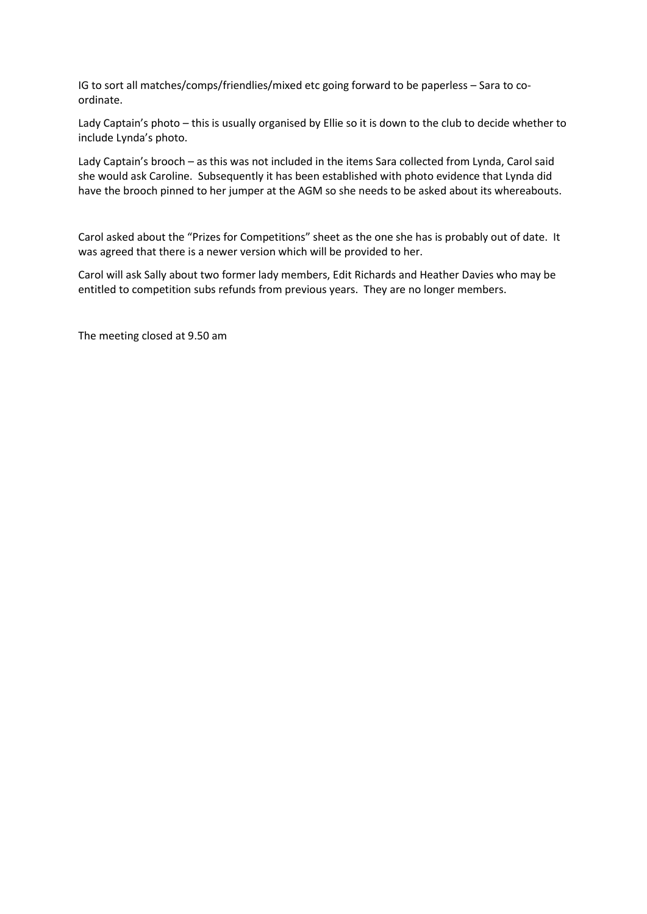IG to sort all matches/comps/friendlies/mixed etc going forward to be paperless – Sara to co-ordinate.

Lady Captain's photo – this is usually organised by Ellie so it is down to the club to decide whether to include Lynda's photo.

Lady Captain's brooch – as this was not included in the items Sara collected from Lynda, Carol said she would ask Caroline. Subsequently it has been established with photo evidence that Lynda did have the brooch pinned to her jumper at the AGM so she needs to be asked about its whereabouts.

Carol asked about the "Prizes for Competitions" sheet as the one she has is probably out of date. It was agreed that there is a newer version which will be provided to her.

Carol will ask Sally about two former lady members, Edit Richards and Heather Davies who may be entitled to competition subs refunds from previous years. They are no longer members.

The meeting closed at 9.50 am